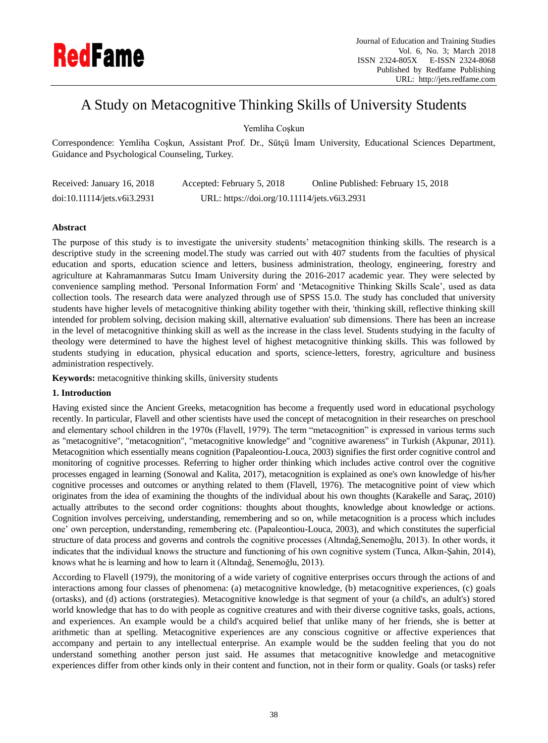# A Study on Metacognitive Thinking Skills of University Students

Yemliha Coşkun

Correspondence: Yemliha Coşkun, Assistant Prof. Dr., Sütçü İmam University, Educational Sciences Department, Guidance and Psychological Counseling, Turkey.

Received: January 16, 2018 Accepted: February 5, 2018 Online Published: February 15, 2018

doi:10.11114/jets.v6i3.2931 URL: https://doi.org/10.11114/jets.v6i3.2931

## Abstract

The purpose of this study is to investigate the university students' metacognition thinking skills. The research is a descriptive study in the screening model.The study was carried out with 407 students from the faculties of physical education and sports, education science and letters, business administration, theology, engineering, forestry and agriculture at Kahramanmaras Sutcu Imam University during the 2016-2017 academic year. They were selected by convenience sampling method. 'Personal Information Form' and 'Metacognitive Thinking Skills Scale', used as data collection tools. The research data were analyzed through use of SPSS 15.0. The study has concluded that university students have higher levels of metacognitive thinking ability together with their, 'thinking skill, reflective thinking skill intended for problem solving, decision making skill, alternative evaluation' sub dimensions. There has been an increase in the level of metacognitive thinking skill as well as the increase in the class level. Students studying in the faculty of theology were determined to have the highest level of highest metacognitive thinking skills. This was followed by students studying in education, physical education and sports, science-letters, forestry, agriculture and business administration respectively.

**Keywords:** metacognitive thinking skills, ünivversity students

## 1. Introduction

Having existed since the Ancient Greeks, metacognition has become a frequently used word in educational psychology recently. In particular, Flavell and other scientists have used the concept of metacognition in their researches on preschool and elementary school children in the 1970s (Flavell, 1979). The term "metacognition" is expressed in various terms such as "metacognitive", "metacognition", "metacognitive knowledge" and "cognitive awareness" in Turkish (Akpunar, 2011). Metacognition which essentially means cognition (Papaleontiou-Louca, 2003) signifies the first order cognitive control and monitoring of cognitive processes. Referring to higher order thinking which includes active control over the cognitive processes engaged in learning (Sonowal and Kalita, 2017), metacognition is explained as one's own knowledge of his/her cognitive processes and outcomes or anything related to them (Flavell, 1976). The metacognitive point of view which originates from the idea of examining the thoughts of the individual about his own thoughts (Karakelle and Saraç, 2010) actually attributes to the second order cognitions: thoughts about thoughts, knowledge about knowledge or actions. Cognition involves perceiving, understanding, remembering and so on, while metacognition is a process which includes one' own perception, understanding, remembering etc. (Papaleontiou-Louca, 2003), and which constitutes the superficial structure of data process and governs and controls the cognitive processes (Altındağ,Senemoğlu, 2013). In other words, it indicates that the individual knows the structure and functioning of his own cognitive system (Tunca, Alkın-Şahin, 2014), knows what he is learning and how to learn it (Altındağ, Senemoğlu, 2013).

According to Flavell (1979), the monitoring of a wide variety of cognitive enterprises occurs through the actions of and interactions among four classes of phenomena: (a) metacognitive knowledge, (b) metacognitive experiences, (c) goals (ortasks), and (d) actions (orstrategies). Metacognitive knowledge is that segment of your (a child's, an adult's) stored world knowledge that has to do with people as cognitive creatures and with their diverse cognitive tasks, goals, actions, and experiences. An example would be a child's acquired belief that unlike many of her friends, she is better at arithmetic than at spelling. Metacognitive experiences are any conscious cognitive or affective experiences that accompany and pertain to any intellectual enterprise. An example would be the sudden feeling that you do not understand something another person just said. He assumes that metacognitive knowledge and metacognitive experiences differ from other kinds only in their content and function, not in their form or quality. Goals (or tasks) refer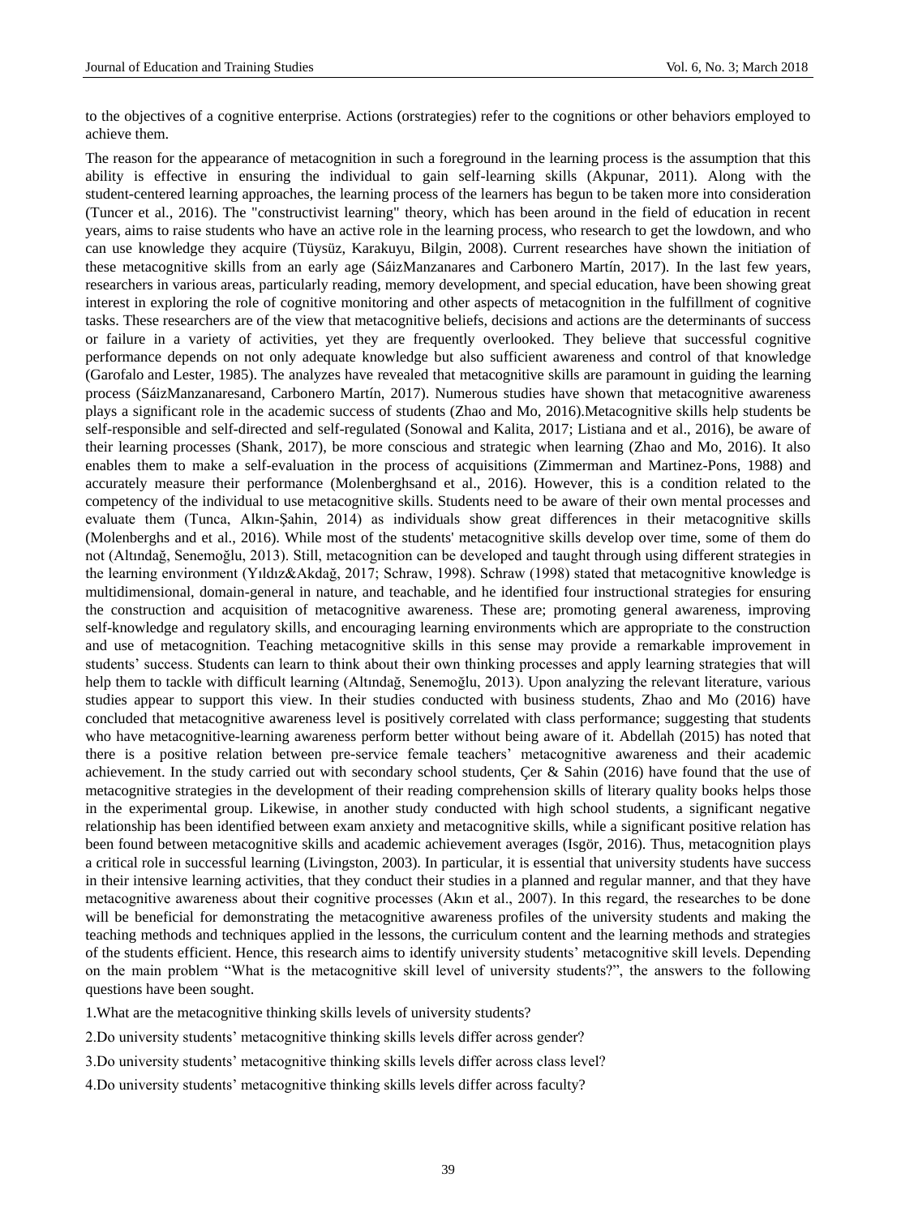to the objectives of a cognitive enterprise. Actions (orstrategies) refer to the cognitions or other behaviors employed to achieve them.

The reason for the appearance of metacognition in such a foreground in the learning process is the assumption that this ability is effective in ensuring the individual to gain self-learning skills (Akpunar, 2011). Along with the student-centered learning approaches, the learning process of the learners has begun to be taken more into consideration (Tuncer et al., 2016). The "constructivist learning" theory, which has been around in the field of education in recent years, aims to raise students who have an active role in the learning process, who research to get the lowdown, and who can use knowledge they acquire (Tüysüz, Karakuyu, Bilgin, 2008). Current researches have shown the initiation of these metacognitive skills from an early age (SáizManzanares and Carbonero Martín, 2017). In the last few years, researchers in various areas, particularly reading, memory development, and special education, have been showing great interest in exploring the role of cognitive monitoring and other aspects of metacognition in the fulfillment of cognitive tasks. These researchers are of the view that metacognitive beliefs, decisions and actions are the determinants of success or failure in a variety of activities, yet they are frequently overlooked. They believe that successful cognitive performance depends on not only adequate knowledge but also sufficient awareness and control of that knowledge (Garofalo and Lester, 1985). The analyzes have revealed that metacognitive skills are paramount in guiding the learning process (SáizManzanaresand, Carbonero Martín, 2017). Numerous studies have shown that metacognitive awareness plays a significant role in the academic success of students (Zhao and Mo, 2016).Metacognitive skills help students be self-responsible and self-directed and self-regulated (Sonowal and Kalita, 2017; Listiana and et al., 2016), be aware of their learning processes (Shank, 2017), be more conscious and strategic when learning (Zhao and Mo, 2016). It also enables them to make a self-evaluation in the process of acquisitions (Zimmerman and Martinez-Pons, 1988) and accurately measure their performance (Molenberghsand et al., 2016). However, this is a condition related to the competency of the individual to use metacognitive skills. Students need to be aware of their own mental processes and evaluate them (Tunca, Alkın-Şahin, 2014) as individuals show great differences in their metacognitive skills (Molenberghs and et al., 2016). While most of the students' metacognitive skills develop over time, some of them do not (Altındağ, Senemoğlu, 2013). Still, metacognition can be developed and taught through using different strategies in the learning environment (Yıldız&Akdağ, 2017; Schraw, 1998). Schraw (1998) stated that metacognitive knowledge is multidimensional, domain-general in nature, and teachable, and he identified four instructional strategies for ensuring the construction and acquisition of metacognitive awareness. These are; promoting general awareness, improving self-knowledge and regulatory skills, and encouraging learning environments which are appropriate to the construction and use of metacognition. Teaching metacognitive skills in this sense may provide a remarkable improvement in students' success. Students can learn to think about their own thinking processes and apply learning strategies that will help them to tackle with difficult learning (Altındağ, Senemoğlu, 2013). Upon analyzing the relevant literature, various studies appear to support this view. In their studies conducted with business students, Zhao and Mo (2016) have concluded that metacognitive awareness level is positively correlated with class performance; suggesting that students who have metacognitive-learning awareness perform better without being aware of it. Abdellah (2015) has noted that there is a positive relation between pre-service female teachers' metacognitive awareness and their academic achievement. In the study carried out with secondary school students, Çer & Sahin (2016) have found that the use of metacognitive strategies in the development of their reading comprehension skills of literary quality books helps those in the experimental group. Likewise, in another study conducted with high school students, a significant negative relationship has been identified between exam anxiety and metacognitive skills, while a significant positive relation has been found between metacognitive skills and academic achievement averages (Isgör, 2016). Thus, metacognition plays a critical role in successful learning (Livingston, 2003). In particular, it is essential that university students have success in their intensive learning activities, that they conduct their studies in a planned and regular manner, and that they have metacognitive awareness about their cognitive processes (Akın et al., 2007). In this regard, the researches to be done will be beneficial for demonstrating the metacognitive awareness profiles of the university students and making the teaching methods and techniques applied in the lessons, the curriculum content and the learning methods and strategies of the students efficient. Hence, this research aims to identify university students' metacognitive skill levels. Depending on the main problem "What is the metacognitive skill level of university students?", the answers to the following questions have been sought.

1.What are the metacognitive thinking skills levels of university students?

2.Do university students' metacognitive thinking skills levels differ across gender?

3.Do university students' metacognitive thinking skills levels differ across class level?

4.Do university students' metacognitive thinking skills levels differ across faculty?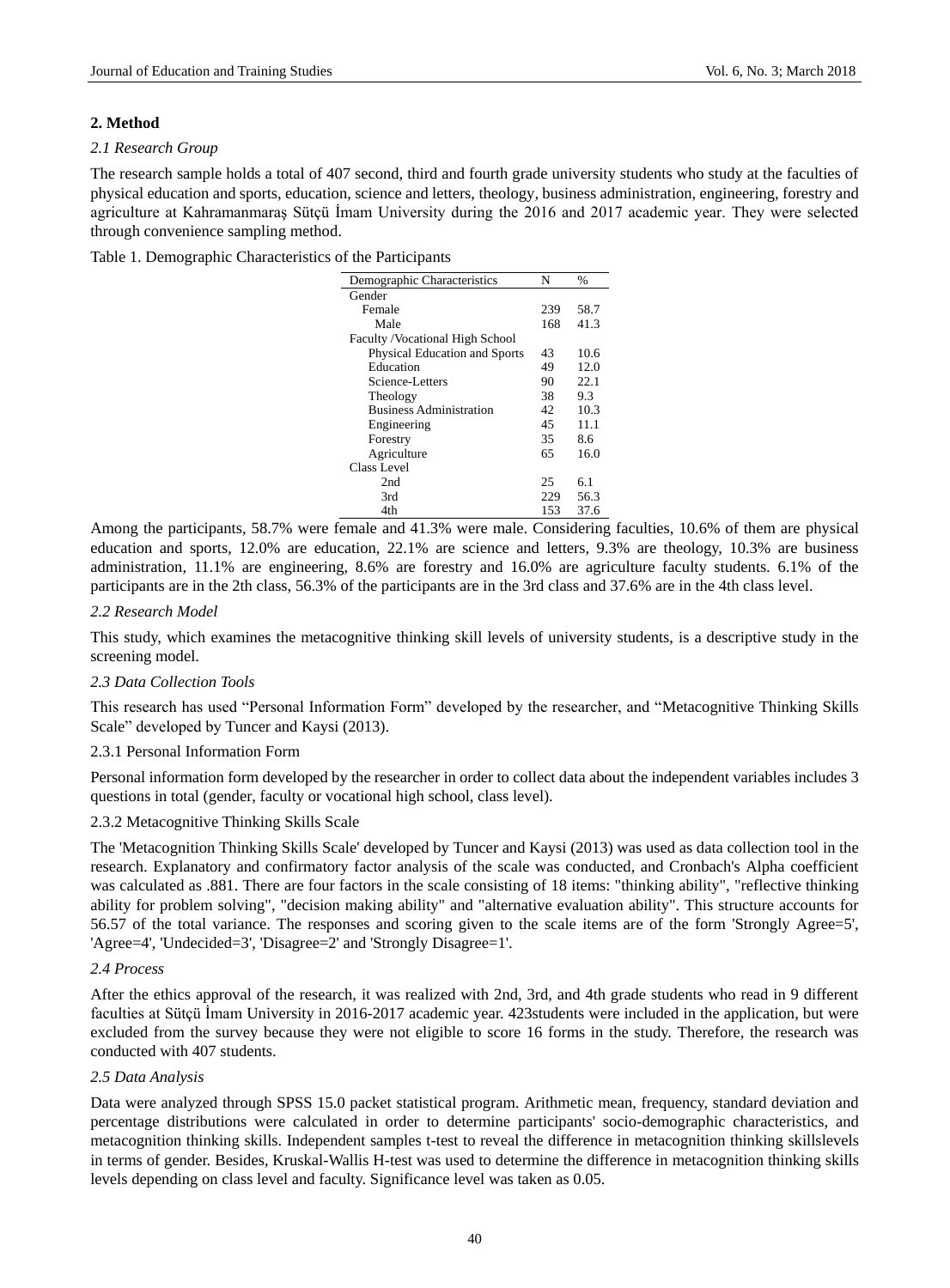## 2. Method

### *2.1 Research Group*

The research sample holds a total of 407 second, third and fourth grade university students who study at the faculties of physical education and sports, education, science and letters, theology, business administration, engineering, forestry and agriculture at Kahramanmaraş Sütçü İmam University during the 2016 and 2017 academic year. They were selected through convenience sampling method.

Table 1. Demographic Characteristics of the Participants

| Demographic Characteristics | N | % |
|---|---|---|
| Gender | | |
| Female | 239 | 58.7 |
| Male | 168 | 41.3 |
| Faculty /Vocational High School | | |
| Physical Education and Sports | 43 | 10.6 |
| Education | 49 | 12.0 |
| Science-Letters | 90 | 22.1 |
| Theology | 38 | 9.3 |
| Business Administration | 42 | 10.3 |
| Engineering | 45 | 11.1 |
| Forestry | 35 | 8.6 |
| Agriculture | 65 | 16.0 |
| Class Level | | |
| 2nd | 25 | 6.1 |
| 3rd | 229 | 56.3 |
| 4th | 153 | 37.6 |

Among the participants, 58.7% were female and 41.3% were male. Considering faculties, 10.6% of them are physical education and sports, 12.0% are education, 22.1% are science and letters, 9.3% are theology, 10.3% are business administration, 11.1% are engineering, 8.6% are forestry and 16.0% are agriculture faculty students. 6.1% of the participants are in the 2th class, 56.3% of the participants are in the 3rd class and 37.6% are in the 4th class level.

### *2.2 Research Model*

This study, which examines the metacognitive thinking skill levels of university students, is a descriptive study in the screening model.

### *2.3 Data Collection Tools*

This research has used "Personal Information Form" developed by the researcher, and "Metacognitive Thinking Skills Scale" developed by Tuncer and Kaysi (2013).

#### 2.3.1 Personal Information Form

Personal information form developed by the researcher in order to collect data about the independent variables includes 3 questions in total (gender, faculty or vocational high school, class level).

#### 2.3.2 Metacognitive Thinking Skills Scale

The 'Metacognition Thinking Skills Scale' developed by Tuncer and Kaysi (2013) was used as data collection tool in the research. Explanatory and confirmatory factor analysis of the scale was conducted, and Cronbach's Alpha coefficient was calculated as .881. There are four factors in the scale consisting of 18 items: "thinking ability", "reflective thinking ability for problem solving", "decision making ability" and "alternative evaluation ability". This structure accounts for 56.57 of the total variance. The responses and scoring given to the scale items are of the form 'Strongly Agree=5', 'Agree=4', 'Undecided=3', 'Disagree=2' and 'Strongly Disagree=1'.

### *2.4 Process*

After the ethics approval of the research, it was realized with 2nd, 3rd, and 4th grade students who read in 9 different faculties at Sütçü İmam University in 2016-2017 academic year. 423students were included in the application, but were excluded from the survey because they were not eligible to score 16 forms in the study. Therefore, the research was conducted with 407 students.

### *2.5 Data Analysis*

Data were analyzed through SPSS 15.0 packet statistical program. Arithmetic mean, frequency, standard deviation and percentage distributions were calculated in order to determine participants' socio-demographic characteristics, and metacognition thinking skills. Independent samples t-test to reveal the difference in metacognition thinking skillslevels in terms of gender. Besides, Kruskal-Wallis H-test was used to determine the difference in metacognition thinking skills levels depending on class level and faculty. Significance level was taken as 0.05.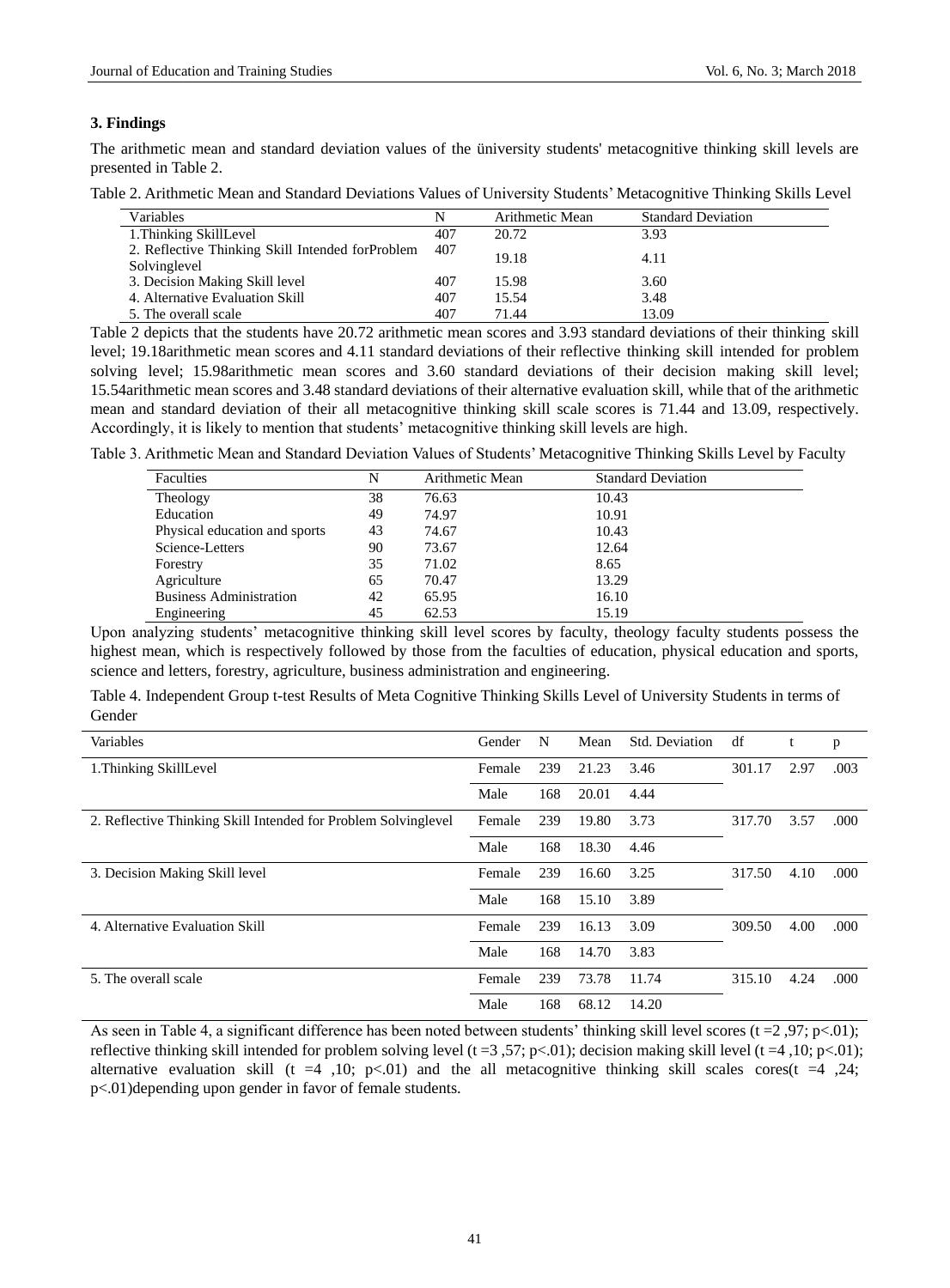### 3. Findings

The arithmetic mean and standard deviation values of the üniversity students' metacognitive thinking skill levels are presented in Table 2.

Table 2. Arithmetic Mean and Standard Deviations Values of University Students' Metacognitive Thinking Skills Level

| Variables | N | Arithmetic Mean | Standard Deviation |
|---|---|---|---|
| 1.Thinking SkillLevel | 407 | 20.72 | 3.93 |
| 2. Reflective Thinking Skill Intended forProblem Solvinglevel | 407 | 19.18 | 4.11 |
| 3. Decision Making Skill level | 407 | 15.98 | 3.60 |
| 4. Alternative Evaluation Skill | 407 | 15.54 | 3.48 |
| 5. The overall scale | 407 | 71.44 | 13.09 |

Table 2 depicts that the students have 20.72 arithmetic mean scores and 3.93 standard deviations of their thinking skill level; 19.18arithmetic mean scores and 4.11 standard deviations of their reflective thinking skill intended for problem solving level; 15.98arithmetic mean scores and 3.60 standard deviations of their decision making skill level; 15.54arithmetic mean scores and 3.48 standard deviations of their alternative evaluation skill, while that of the arithmetic mean and standard deviation of their all metacognitive thinking skill scale scores is 71.44 and 13.09, respectively. Accordingly, it is likely to mention that students' metacognitive thinking skill levels are high.

Table 3. Arithmetic Mean and Standard Deviation Values of Students' Metacognitive Thinking Skills Level by Faculty

| Faculties | N | Arithmetic Mean | Standard Deviation |
|---|---|---|---|
| Theology | 38 | 76.63 | 10.43 |
| Education | 49 | 74.97 | 10.91 |
| Physical education and sports | 43 | 74.67 | 10.43 |
| Science-Letters | 90 | 73.67 | 12.64 |
| Forestry | 35 | 71.02 | 8.65 |
| Agriculture | 65 | 70.47 | 13.29 |
| Business Administration | 42 | 65.95 | 16.10 |
| Engineering | 45 | 62.53 | 15.19 |

Upon analyzing students' metacognitive thinking skill level scores by faculty, theology faculty students possess the highest mean, which is respectively followed by those from the faculties of education, physical education and sports, science and letters, forestry, agriculture, business administration and engineering.

Table 4. Independent Group t-test Results of Meta Cognitive Thinking Skills Level of University Students in terms of Gender

| Variables | Gender | N | Mean | Std. Deviation | df | t | p |
|---|---|---|---|---|---|---|---|
| 1.Thinking SkillLevel | Female | 239 | 21.23 | 3.46 | 301.17 | 2.97 | .003 |
| | Male | 168 | 20.01 | 4.44 | | | |
| 2. Reflective Thinking Skill Intended for Problem Solvinglevel | Female | 239 | 19.80 | 3.73 | 317.70 | 3.57 | .000 |
| | Male | 168 | 18.30 | 4.46 | | | |
| 3. Decision Making Skill level | Female | 239 | 16.60 | 3.25 | 317.50 | 4.10 | .000 |
| | Male | 168 | 15.10 | 3.89 | | | |
| 4. Alternative Evaluation Skill | Female | 239 | 16.13 | 3.09 | 309.50 | 4.00 | .000 |
| | Male | 168 | 14.70 | 3.83 | | | |
| 5. The overall scale | Female | 239 | 73.78 | 11.74 | 315.10 | 4.24 | .000 |
| | Male | 168 | 68.12 | 14.20 | | | |

As seen in Table 4, a significant difference has been noted between students' thinking skill level scores (t =2 ,97; p<.01); reflective thinking skill intended for problem solving level (t =3 ,57; p<.01); decision making skill level (t =4 ,10; p<.01); alternative evaluation skill (t =4 ,10; p<.01) and the all metacognitive thinking skill scales cores(t =4 ,24; p<.01)depending upon gender in favor of female students.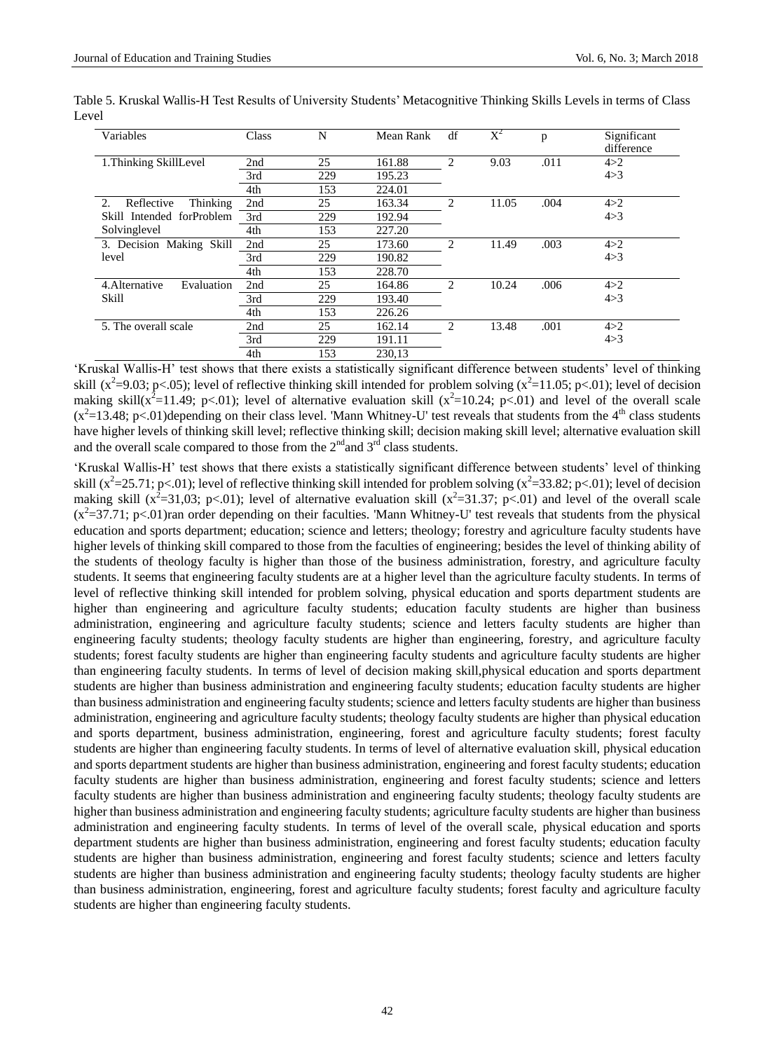Table 5. Kruskal Wallis-H Test Results of University Students' Metacognitive Thinking Skills Levels in terms of Class Level

| Variables | Class | N | Mean Rank | df | $X^2$ | p | Significant difference |
|---|---|---|---|---|---|---|---|
| 1.Thinking SkillLevel | 2nd | 25 | 161.88 | 2 | 9.03 | .011 | 4>2 |
| | 3rd | 229 | 195.23 | | | | 4>3 |
| | 4th | 153 | 224.01 | | | | |
| 2. Reflective Thinking Skill Intended forProblem Solvinglevel | 2nd | 25 | 163.34 | 2 | 11.05 | .004 | 4>2 |
| | 3rd | 229 | 192.94 | | | | 4>3 |
| | 4th | 153 | 227.20 | | | | |
| 3. Decision Making Skill level | 2nd | 25 | 173.60 | 2 | 11.49 | .003 | 4>2 |
| | 3rd | 229 | 190.82 | | | | 4>3 |
| | 4th | 153 | 228.70 | | | | |
| 4.Alternative Evaluation Skill | 2nd | 25 | 164.86 | 2 | 10.24 | .006 | 4>2 |
| | 3rd | 229 | 193.40 | | | | 4>3 |
| | 4th | 153 | 226.26 | | | | |
| 5. The overall scale | 2nd | 25 | 162.14 | 2 | 13.48 | .001 | 4>2 |
| | 3rd | 229 | 191.11 | | | | 4>3 |
| | 4th | 153 | 230,13 | | | | |

'Kruskal Wallis-H' test shows that there exists a statistically significant difference between students' level of thinking skill ($x^2$=9.03; p<.05); level of reflective thinking skill intended for problem solving ($x^2$=11.05; p<.01); level of decision making skill($x^2$=11.49; p<.01); level of alternative evaluation skill ($x^2$=10.24; p<.01) and level of the overall scale ($x^2$=13.48; p<.01)depending on their class level. 'Mann Whitney-U' test reveals that students from the 4$^{th}$ class students have higher levels of thinking skill level; reflective thinking skill; decision making skill level; alternative evaluation skill and the overall scale compared to those from the 2$^{nd}$and 3$^{rd}$ class students.

'Kruskal Wallis-H' test shows that there exists a statistically significant difference between students' level of thinking skill ($x^2$=25.71; p<.01); level of reflective thinking skill intended for problem solving ($x^2$=33.82; p<.01); level of decision making skill ($x^2$=31,03; p<.01); level of alternative evaluation skill ($x^2$=31.37; p<.01) and level of the overall scale ($x^2$=37.71; p<.01)ran order depending on their faculties. 'Mann Whitney-U' test reveals that students from the physical education and sports department; education; science and letters; theology; forestry and agriculture faculty students have higher levels of thinking skill compared to those from the faculties of engineering; besides the level of thinking ability of the students of theology faculty is higher than those of the business administration, forestry, and agriculture faculty students. It seems that engineering faculty students are at a higher level than the agriculture faculty students. In terms of level of reflective thinking skill intended for problem solving, physical education and sports department students are higher than engineering and agriculture faculty students; education faculty students are higher than business administration, engineering and agriculture faculty students; science and letters faculty students are higher than engineering faculty students; theology faculty students are higher than engineering, forestry, and agriculture faculty students; forest faculty students are higher than engineering faculty students and agriculture faculty students are higher than engineering faculty students. In terms of level of decision making skill,physical education and sports department students are higher than business administration and engineering faculty students; education faculty students are higher than business administration and engineering faculty students; science and letters faculty students are higher than business administration, engineering and agriculture faculty students; theology faculty students are higher than physical education and sports department, business administration, engineering, forest and agriculture faculty students; forest faculty students are higher than engineering faculty students. In terms of level of alternative evaluation skill, physical education and sports department students are higher than business administration, engineering and forest faculty students; education faculty students are higher than business administration, engineering and forest faculty students; science and letters faculty students are higher than business administration and engineering faculty students; theology faculty students are higher than business administration and engineering faculty students; agriculture faculty students are higher than business administration and engineering faculty students. In terms of level of the overall scale, physical education and sports department students are higher than business administration, engineering and forest faculty students; education faculty students are higher than business administration, engineering and forest faculty students; science and letters faculty students are higher than business administration and engineering faculty students; theology faculty students are higher than business administration, engineering, forest and agriculture faculty students; forest faculty and agriculture faculty students are higher than engineering faculty students.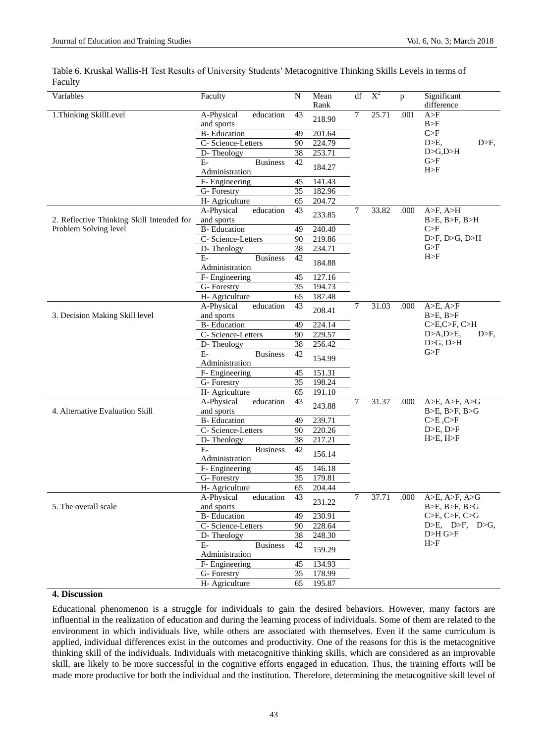Table 6. Kruskal Wallis-H Test Results of University Students' Metacognitive Thinking Skills Levels in terms of Faculty

| Variables | Faculty | N | Mean Rank | df | $X^2$ | p | Significant difference |
|---|---|---|---|---|---|---|---|
| 1.Thinking SkillLevel | A-Physical education and sports | 43 | 218.90 | 7 | 25.71 | .001 | A>F B>F C>F D>E, D>F, D>G,D>H G>F H>F |
| | B- Education | 49 | 201.64 | | | | |
| | C- Science-Letters | 90 | 224.79 | | | | |
| | D- Theology | 38 | 253.71 | | | | |
| | E- Business Administration | 42 | 184.27 | | | | |
| | F- Engineering | 45 | 141.43 | | | | |
| | G- Forestry | 35 | 182.96 | | | | |
| | H- Agriculture | 65 | 204.72 | | | | |
| 2. Reflective Thinking Skill Intended for Problem Solving level | A-Physical education and sports | 43 | 233.85 | 7 | 33.82 | .000 | A>F, A>H B>E, B>F, B>H C>F D>F, D>G, D>H G>F H>F |
| | B- Education | 49 | 240.40 | | | | |
| | C- Science-Letters | 90 | 219.86 | | | | |
| | D- Theology | 38 | 234.71 | | | | |
| | E- Business Administration | 42 | 184.88 | | | | |
| | F- Engineering | 45 | 127.16 | | | | |
| | G- Forestry | 35 | 194.73 | | | | |
| | H- Agriculture | 65 | 187.48 | | | | |
| 3. Decision Making Skill level | A-Physical education and sports | 43 | 208.41 | 7 | 31.03 | .000 | A>E, A>F B>E, B>F C>E,C>F, C>H D>A,D>E, D>F, D>G, D>H G>F |
| | B- Education | 49 | 224.14 | | | | |
| | C- Science-Letters | 90 | 229.57 | | | | |
| | D- Theology | 38 | 256.42 | | | | |
| | E- Business Administration | 42 | 154.99 | | | | |
| | F- Engineering | 45 | 151.31 | | | | |
| | G- Forestry | 35 | 198.24 | | | | |
| | H- Agriculture | 65 | 191.10 | | | | |
| 4. Alternative Evaluation Skill | A-Physical education and sports | 43 | 243.88 | 7 | 31.37 | .000 | A>E, A>F, A>G B>E, B>F, B>G C>E ,C>F D>E, D>F H>E, H>F |
| | B- Education | 49 | 239.71 | | | | |
| | C- Science-Letters | 90 | 220.26 | | | | |
| | D- Theology | 38 | 217.21 | | | | |
| | E- Business Administration | 42 | 156.14 | | | | |
| | F- Engineering | 45 | 146.18 | | | | |
| | G- Forestry | 35 | 179.81 | | | | |
| | H- Agriculture | 65 | 204.44 | | | | |
| 5. The overall scale | A-Physical education and sports | 43 | 231.22 | 7 | 37.71 | .000 | A>E, A>F, A>G B>E, B>F, B>G C>E, C>F, C>G D>E, D>F, D>G, D>H G>F H>F |
| | B- Education | 49 | 230.91 | | | | |
| | C- Science-Letters | 90 | 228.64 | | | | |
| | D- Theology | 38 | 248.30 | | | | |
| | E- Business Administration | 42 | 159.29 | | | | |
| | F- Engineering | 45 | 134.93 | | | | |
| | G- Forestry | 35 | 178.99 | | | | |
| | H- Agriculture | 65 | 195.87 | | | | |

## 4. Discussion

Educational phenomenon is a struggle for individuals to gain the desired behaviors. However, many factors are influential in the realization of education and during the learning process of individuals. Some of them are related to the environment in which individuals live, while others are associated with themselves. Even if the same curriculum is applied, individual differences exist in the outcomes and productivity. One of the reasons for this is the metacognitive thinking skill of the individuals. Individuals with metacognitive thinking skills, which are considered as an improvable skill, are likely to be more successful in the cognitive efforts engaged in education. Thus, the training efforts will be made more productive for both the individual and the institution. Therefore, determining the metacognitive skill level of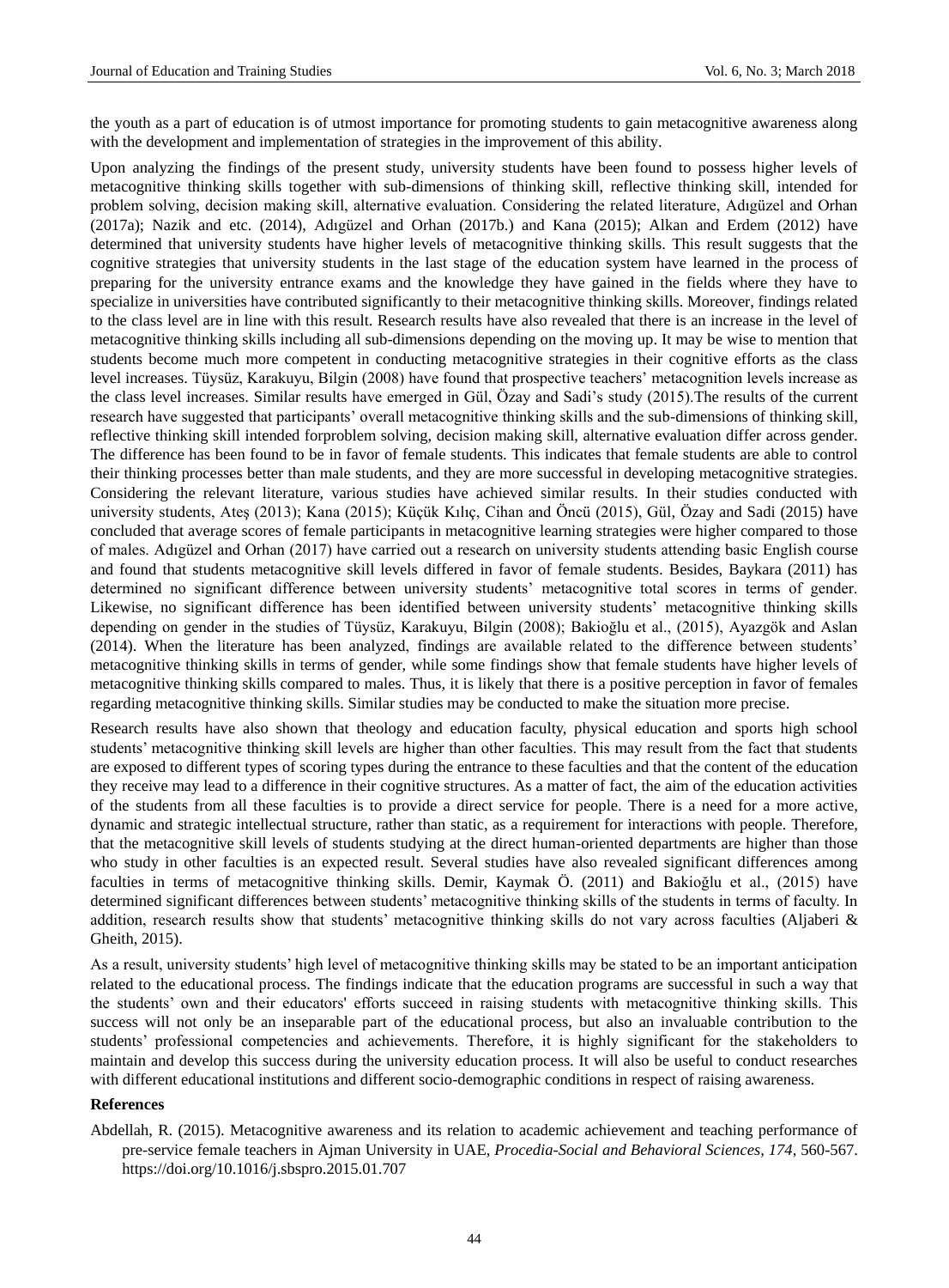the youth as a part of education is of utmost importance for promoting students to gain metacognitive awareness along with the development and implementation of strategies in the improvement of this ability.

Upon analyzing the findings of the present study, university students have been found to possess higher levels of metacognitive thinking skills together with sub-dimensions of thinking skill, reflective thinking skill, intended for problem solving, decision making skill, alternative evaluation. Considering the related literature, Adıgüzel and Orhan (2017a); Nazik and etc. (2014), Adıgüzel and Orhan (2017b.) and Kana (2015); Alkan and Erdem (2012) have determined that university students have higher levels of metacognitive thinking skills. This result suggests that the cognitive strategies that university students in the last stage of the education system have learned in the process of preparing for the university entrance exams and the knowledge they have gained in the fields where they have to specialize in universities have contributed significantly to their metacognitive thinking skills. Moreover, findings related to the class level are in line with this result. Research results have also revealed that there is an increase in the level of metacognitive thinking skills including all sub-dimensions depending on the moving up. It may be wise to mention that students become much more competent in conducting metacognitive strategies in their cognitive efforts as the class level increases. Tüysüz, Karakuyu, Bilgin (2008) have found that prospective teachers' metacognition levels increase as the class level increases. Similar results have emerged in Gül, Özay and Sadi's study (2015).The results of the current research have suggested that participants' overall metacognitive thinking skills and the sub-dimensions of thinking skill, reflective thinking skill intended forproblem solving, decision making skill, alternative evaluation differ across gender. The difference has been found to be in favor of female students. This indicates that female students are able to control their thinking processes better than male students, and they are more successful in developing metacognitive strategies. Considering the relevant literature, various studies have achieved similar results. In their studies conducted with university students, Ateş (2013); Kana (2015); Küçük Kılıç, Cihan and Öncü (2015), Gül, Özay and Sadi (2015) have concluded that average scores of female participants in metacognitive learning strategies were higher compared to those of males. Adıgüzel and Orhan (2017) have carried out a research on university students attending basic English course and found that students metacognitive skill levels differed in favor of female students. Besides, Baykara (2011) has determined no significant difference between university students' metacognitive total scores in terms of gender. Likewise, no significant difference has been identified between university students' metacognitive thinking skills depending on gender in the studies of Tüysüz, Karakuyu, Bilgin (2008); Bakioğlu et al., (2015), Ayazgök and Aslan (2014). When the literature has been analyzed, findings are available related to the difference between students' metacognitive thinking skills in terms of gender, while some findings show that female students have higher levels of metacognitive thinking skills compared to males. Thus, it is likely that there is a positive perception in favor of females regarding metacognitive thinking skills. Similar studies may be conducted to make the situation more precise.

Research results have also shown that theology and education faculty, physical education and sports high school students' metacognitive thinking skill levels are higher than other faculties. This may result from the fact that students are exposed to different types of scoring types during the entrance to these faculties and that the content of the education they receive may lead to a difference in their cognitive structures. As a matter of fact, the aim of the education activities of the students from all these faculties is to provide a direct service for people. There is a need for a more active, dynamic and strategic intellectual structure, rather than static, as a requirement for interactions with people. Therefore, that the metacognitive skill levels of students studying at the direct human-oriented departments are higher than those who study in other faculties is an expected result. Several studies have also revealed significant differences among faculties in terms of metacognitive thinking skills. Demir, Kaymak Ö. (2011) and Bakioğlu et al., (2015) have determined significant differences between students' metacognitive thinking skills of the students in terms of faculty. In addition, research results show that students' metacognitive thinking skills do not vary across faculties (Aljaberi & Gheith, 2015).

As a result, university students' high level of metacognitive thinking skills may be stated to be an important anticipation related to the educational process. The findings indicate that the education programs are successful in such a way that the students' own and their educators' efforts succeed in raising students with metacognitive thinking skills. This success will not only be an inseparable part of the educational process, but also an invaluable contribution to the students' professional competencies and achievements. Therefore, it is highly significant for the stakeholders to maintain and develop this success during the university education process. It will also be useful to conduct researches with different educational institutions and different socio-demographic conditions in respect of raising awareness.

**References**

Abdellah, R. (2015). Metacognitive awareness and its relation to academic achievement and teaching performance of pre-service female teachers in Ajman University in UAE, *Procedia-Social and Behavioral Sciences, 174*, 560-567. https://doi.org/10.1016/j.sbspro.2015.01.707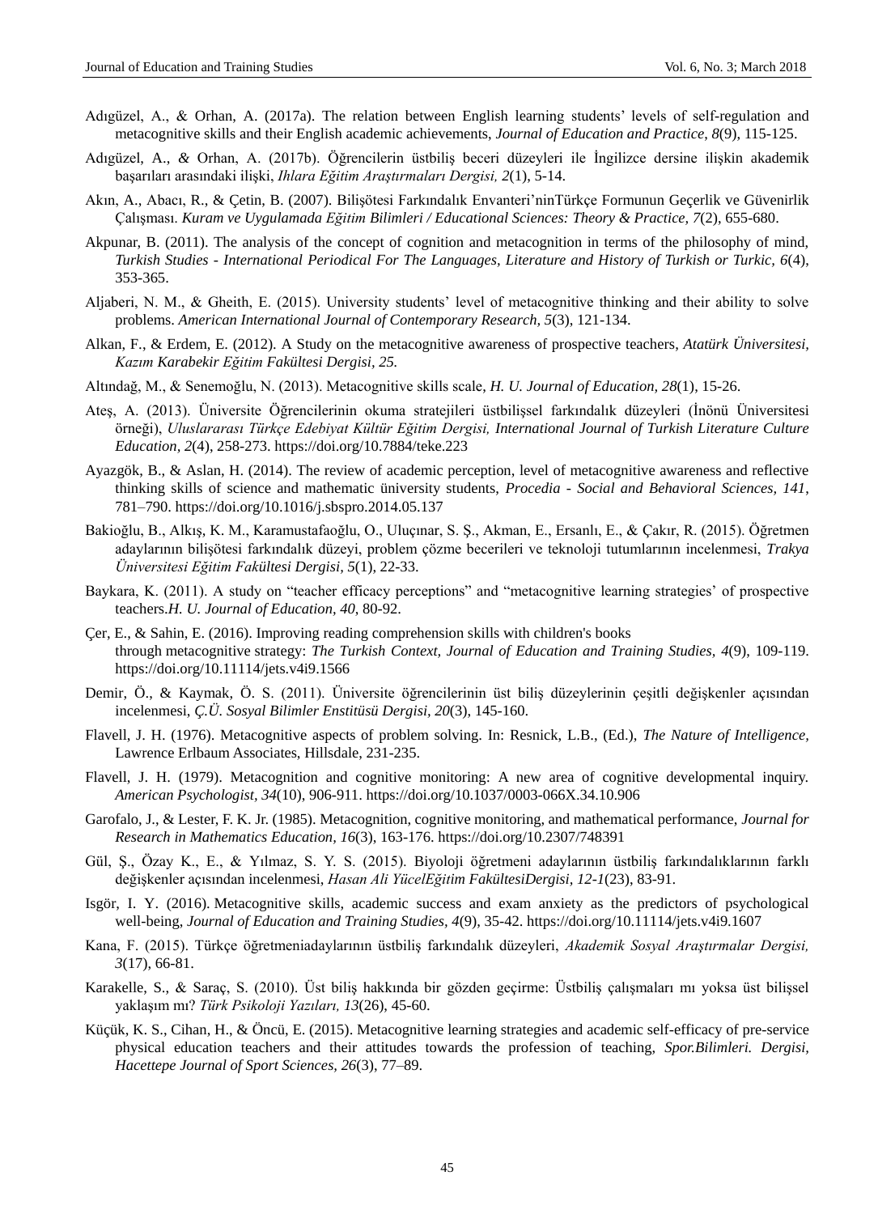Adıgüzel, A., & Orhan, A. (2017a). The relation between English learning students' levels of self-regulation and metacognitive skills and their English academic achievements, *Journal of Education and Practice*, *8*(9), 115-125.

Adıgüzel, A., & Orhan, A. (2017b). Öğrencilerin üstbiliş beceri düzeyleri ile İngilizce dersine ilişkin akademik başarıları arasındaki ilişki, *Ihlara Eğitim Araştırmaları Dergisi, 2*(1), 5-14.

Akın, A., Abacı, R., & Çetin, B. (2007). Bilişötesi Farkındalık Envanteri'ninTürkçe Formunun Geçerlik ve Güvenirlik Çalışması. *Kuram ve Uygulamada Eğitim Bilimleri / Educational Sciences: Theory & Practice, 7*(2), 655-680.

Akpunar, B. (2011). The analysis of the concept of cognition and metacognition in terms of the philosophy of mind, *Turkish Studies - International Periodical For The Languages, Literature and History of Turkish or Turkic, 6*(4), 353-365.

Aljaberi, N. M., & Gheith, E. (2015). University students' level of metacognitive thinking and their ability to solve problems. *American International Journal of Contemporary Research, 5*(3), 121-134.

Alkan, F., & Erdem, E. (2012). A Study on the metacognitive awareness of prospective teachers, *Atatürk Üniversitesi, Kazım Karabekir Eğitim Fakültesi Dergisi, 25.*

Altındağ, M., & Senemoğlu, N. (2013). Metacognitive skills scale, *H. U. Journal of Education, 28*(1), 15-26.

Ateş, A. (2013). Üniversite Öğrencilerinin okuma stratejileri üstbilişsel farkındalık düzeyleri (İnönü Üniversitesi örneği), *Uluslararası Türkçe Edebiyat Kültür Eğitim Dergisi, International Journal of Turkish Literature Culture Education, 2*(4), 258-273. https://doi.org/10.7884/teke.223

Ayazgök, B., & Aslan, H. (2014). The review of academic perception, level of metacognitive awareness and reflective thinking skills of science and mathematic üniversity students, *Procedia - Social and Behavioral Sciences, 141*, 781–790. https://doi.org/10.1016/j.sbspro.2014.05.137

Bakioğlu, B., Alkış, K. M., Karamustafaoğlu, O., Uluçınar, S. Ş., Akman, E., Ersanlı, E., & Çakır, R. (2015). Öğretmen adaylarının bilişötesi farkındalık düzeyi, problem çözme becerileri ve teknoloji tutumlarının incelenmesi, *Trakya Üniversitesi Eğitim Fakültesi Dergisi, 5*(1), 22-33.

Baykara, K. (2011). A study on "teacher efficacy perceptions" and "metacognitive learning strategies' of prospective teachers.*H. U. Journal of Education, 40*, 80-92.

Çer, E., & Sahin, E. (2016). Improving reading comprehension skills with children's books through metacognitive strategy: *The Turkish Context, Journal of Education and Training Studies, 4*(9), 109-119. https://doi.org/10.11114/jets.v4i9.1566

Demir, Ö., & Kaymak, Ö. S. (2011). Üniversite öğrencilerinin üst biliş düzeylerinin çeşitli değişkenler açısından incelenmesi, *Ç.Ü. Sosyal Bilimler Enstitüsü Dergisi, 20*(3), 145-160.

Flavell, J. H. (1976). Metacognitive aspects of problem solving. In: Resnick, L.B., (Ed.), *The Nature of Intelligence,* Lawrence Erlbaum Associates, Hillsdale, 231-235.

Flavell, J. H. (1979). Metacognition and cognitive monitoring: A new area of cognitive developmental inquiry. *American Psychologist, 34*(10), 906-911. https://doi.org/10.1037/0003-066X.34.10.906

Garofalo, J., & Lester, F. K. Jr. (1985). Metacognition, cognitive monitoring, and mathematical performance, *Journal for Research in Mathematics Education, 16*(3), 163-176. https://doi.org/10.2307/748391

Gül, Ş., Özay K., E., & Yılmaz, S. Y. S. (2015). Biyoloji öğretmeni adaylarının üstbiliş farkındalıklarının farklı değişkenler açısından incelenmesi, *Hasan Ali YücelEğitim FakültesiDergisi, 12-1*(23), 83-91.

Isgör, I. Y. (2016). Metacognitive skills, academic success and exam anxiety as the predictors of psychological well-being, *Journal of Education and Training Studies, 4*(9), 35-42. https://doi.org/10.11114/jets.v4i9.1607

Kana, F. (2015). Türkçe öğretmeniadaylarının üstbiliş farkındalık düzeyleri, *Akademik Sosyal Araştırmalar Dergisi, 3*(17), 66-81.

Karakelle, S., & Saraç, S. (2010). Üst biliş hakkında bir gözden geçirme: Üstbiliş çalışmaları mı yoksa üst bilişsel yaklaşım mı? *Türk Psikoloji Yazıları, 13*(26), 45-60.

Küçük, K. S., Cihan, H., & Öncü, E. (2015). Metacognitive learning strategies and academic self-efficacy of pre-service physical education teachers and their attitudes towards the profession of teaching, *Spor.Bilimleri. Dergisi, Hacettepe Journal of Sport Sciences, 26*(3), 77–89.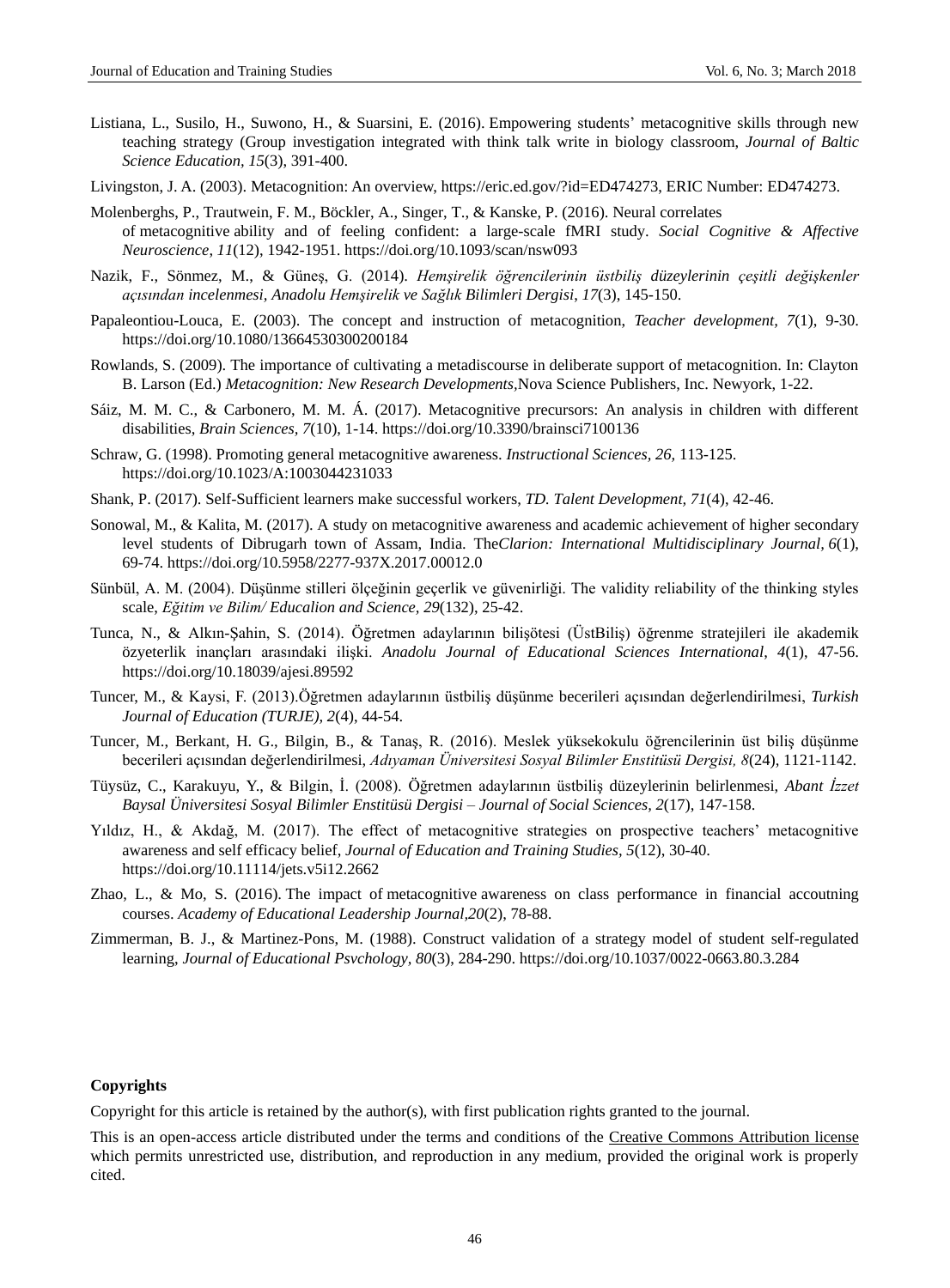Listiana, L., Susilo, H., Suwono, H., & Suarsini, E. (2016). Empowering students' metacognitive skills through new teaching strategy (Group investigation integrated with think talk write in biology classroom, *Journal of Baltic Science Education*, *15*(3), 391-400.

Livingston, J. A. (2003). Metacognition: An overview, https://eric.ed.gov/?id=ED474273, ERIC Number: ED474273.

Molenberghs, P., Trautwein, F. M., Böckler, A., Singer, T., & Kanske, P. (2016). Neural correlates of metacognitive ability and of feeling confident: a large-scale fMRI study. *Social Cognitive & Affective Neuroscience*, *11*(12), 1942-1951. https://doi.org/10.1093/scan/nsw093

Nazik, F., Sönmez, M., & Güneş, G. (2014). *Hemşirelik öğrencilerinin üstbiliş düzeylerinin çeşitli değişkenler açısından incelenmesi, Anadolu Hemşirelik ve Sağlık Bilimleri Dergisi*, *17*(3), 145-150.

Papaleontiou-Louca, E. (2003). The concept and instruction of metacognition, *Teacher development, 7*(1), 9-30. https://doi.org/10.1080/13664530300200184

Rowlands, S. (2009). The importance of cultivating a metadiscourse in deliberate support of metacognition. In: Clayton B. Larson (Ed.) *Metacognition: New Research Developments*,Nova Science Publishers, Inc. Newyork, 1-22.

Sáiz, M. M. C., & Carbonero, M. M. Á. (2017). Metacognitive precursors: An analysis in children with different disabilities, *Brain Sciences, 7*(10), 1-14. https://doi.org/10.3390/brainsci7100136

Schraw, G. (1998). Promoting general metacognitive awareness. *Instructional Sciences, 26,* 113-125. https://doi.org/10.1023/A:1003044231033

Shank, P. (2017). Self-Sufficient learners make successful workers, *TD. Talent Development, 71*(4), 42-46.

Sonowal, M., & Kalita, M. (2017). A study on metacognitive awareness and academic achievement of higher secondary level students of Dibrugarh town of Assam, India. The*Clarion: International Multidisciplinary Journal, 6*(1), 69-74. https://doi.org/10.5958/2277-937X.2017.00012.0

Sünbül, A. M. (2004). Düşünme stilleri ölçeğinin geçerlik ve güvenirliği. The validity reliability of the thinking styles scale, *Eğitim ve Bilim/ Educalion and Science, 29*(132), 25-42.

Tunca, N., & Alkın-Şahin, S. (2014). Öğretmen adaylarının bilişötesi (ÜstBiliş) öğrenme stratejileri ile akademik özyeterlik inançları arasındaki ilişki. *Anadolu Journal of Educational Sciences International*, *4*(1), 47-56. https://doi.org/10.18039/ajesi.89592

Tuncer, M., & Kaysi, F. (2013).Öğretmen adaylarının üstbiliş düşünme becerileri açısından değerlendirilmesi, *Turkish Journal of Education (TURJE), 2*(4), 44-54.

Tuncer, M., Berkant, H. G., Bilgin, B., & Tanaş, R. (2016). Meslek yüksekokulu öğrencilerinin üst biliş düşünme becerileri açısından değerlendirilmesi, *Adıyaman Üniversitesi Sosyal Bilimler Enstitüsü Dergisi, 8*(24), 1121-1142.

Tüysüz, C., Karakuyu, Y., & Bilgin, İ. (2008). Öğretmen adaylarının üstbiliş düzeylerinin belirlenmesi, *Abant İzzet Baysal Üniversitesi Sosyal Bilimler Enstitüsü Dergisi – Journal of Social Sciences, 2*(17), 147-158.

Yıldız, H., & Akdağ, M. (2017). The effect of metacognitive strategies on prospective teachers' metacognitive awareness and self efficacy belief, *Journal of Education and Training Studies, 5*(12), 30-40. https://doi.org/10.11114/jets.v5i12.2662

Zhao, L., & Mo, S. (2016). The impact of metacognitive awareness on class performance in financial accoutning courses. *Academy of Educational Leadership Journal,20*(2), 78-88.

Zimmerman, B. J., & Martinez-Pons, M. (1988). Construct validation of a strategy model of student self-regulated learning, *Journal of Educational Psvchology, 80*(3), 284-290. https://doi.org/10.1037/0022-0663.80.3.284

**Copyrights**

Copyright for this article is retained by the author(s), with first publication rights granted to the journal.

This is an open-access article distributed under the terms and conditions of the Creative Commons Attribution license which permits unrestricted use, distribution, and reproduction in any medium, provided the original work is properly cited.